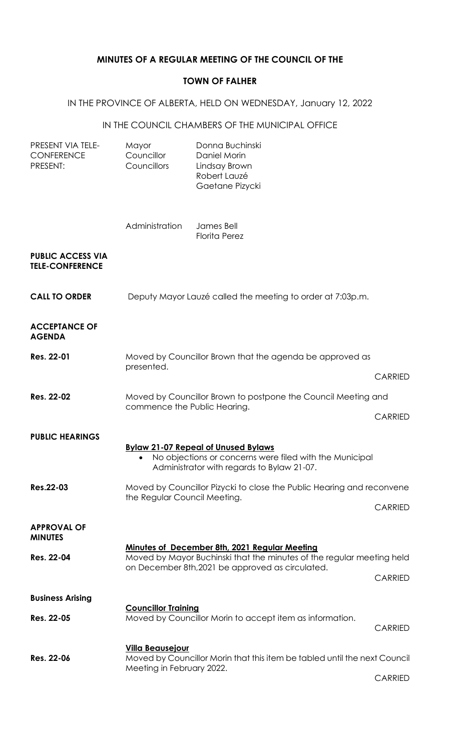# MINUTES OF A REGULAR MEETING OF THE COUNCIL OF THE

## TOWN OF FALHER

IN THE PROVINCE OF ALBERTA, HELD ON WEDNESDAY, January 12, 2022

IN THE COUNCIL CHAMBERS OF THE MUNICIPAL OFFICE

| | | |
|---|---|---|
| PRESENT VIA TELE-CONFERENCE | Mayor | Donna Buchinski |
| PRESENT: | Councillor | Daniel Morin |
| | Councillors | Lindsay Brown |
| | | Robert Lauzé |
| | | Gaetane Pizycki |
| | Administration | James Bell |
| | | Florita Perez |

**PUBLIC ACCESS VIA TELE-CONFERENCE**

**CALL TO ORDER**

Deputy Mayor Lauzé called the meeting to order at 7:03p.m.

**ACCEPTANCE OF AGENDA**

**Res. 22-01**
Moved by Councillor Brown that the agenda be approved as presented.

CARRIED

**Res. 22-02**
Moved by Councillor Brown to postpone the Council Meeting and commence the Public Hearing.

CARRIED

**PUBLIC HEARINGS**

**Bylaw 21-07 Repeal of Unused Bylaws**

- No objections or concerns were filed with the Municipal Administrator with regards to Bylaw 21-07.

**Res.22-03**
Moved by Councillor Pizycki to close the Public Hearing and reconvene the Regular Council Meeting.

CARRIED

**APPROVAL OF MINUTES**

**Minutes of December 8th, 2021 Regular Meeting**

**Res. 22-04**
Moved by Mayor Buchinski that the minutes of the regular meeting held on December 8th,2021 be approved as circulated.

CARRIED

**Business Arising**

**Councillor Training**

**Res. 22-05**
Moved by Councillor Morin to accept item as information.

CARRIED

**Villa Beausejour**

**Res. 22-06**
Moved by Councillor Morin that this item be tabled until the next Council Meeting in February 2022.

CARRIED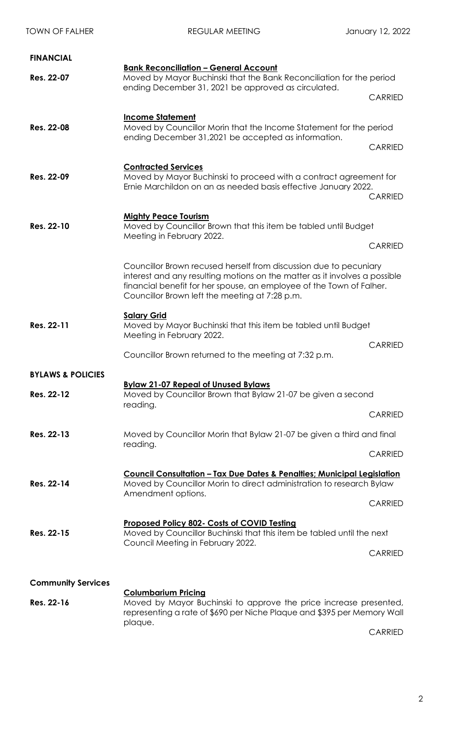## FINANCIAL

**Bank Reconciliation – General Account**

**Res. 22-07** Moved by Mayor Buchinski that the Bank Reconciliation for the period ending December 31, 2021 be approved as circulated.

CARRIED

**Income Statement**

**Res. 22-08** Moved by Councillor Morin that the Income Statement for the period ending December 31,2021 be accepted as information.

CARRIED

**Contracted Services**

**Res. 22-09** Moved by Mayor Buchinski to proceed with a contract agreement for Ernie Marchildon on an as needed basis effective January 2022.

CARRIED

**Mighty Peace Tourism**

**Res. 22-10** Moved by Councillor Brown that this item be tabled until Budget Meeting in February 2022.

CARRIED

Councillor Brown recused herself from discussion due to pecuniary interest and any resulting motions on the matter as it involves a possible financial benefit for her spouse, an employee of the Town of Falher. Councillor Brown left the meeting at 7:28 p.m.

**Salary Grid**

**Res. 22-11** Moved by Mayor Buchinski that this item be tabled until Budget Meeting in February 2022.

CARRIED

Councillor Brown returned to the meeting at 7:32 p.m.

## BYLAWS & POLICIES

**Bylaw 21-07 Repeal of Unused Bylaws**

**Res. 22-12** Moved by Councillor Brown that Bylaw 21-07 be given a second reading.

CARRIED

**Res. 22-13** Moved by Councillor Morin that Bylaw 21-07 be given a third and final reading.

CARRIED

**Council Consultation – Tax Due Dates & Penalties; Municipal Legislation**

**Res. 22-14** Moved by Councillor Morin to direct administration to research Bylaw Amendment options.

CARRIED

**Proposed Policy 802- Costs of COVID Testing**

**Res. 22-15** Moved by Councillor Buchinski that this item be tabled until the next Council Meeting in February 2022.

CARRIED

## Community Services

**Columbarium Pricing**

**Res. 22-16** Moved by Mayor Buchinski to approve the price increase presented, representing a rate of $690 per Niche Plaque and $395 per Memory Wall plaque.

CARRIED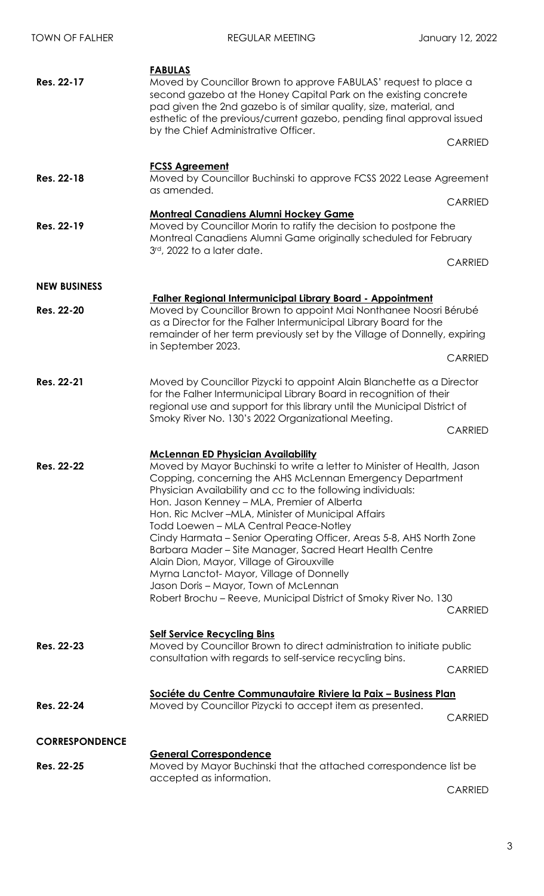**FABULAS**

**Res. 22-17** Moved by Councillor Brown to approve FABULAS' request to place a second gazebo at the Honey Capital Park on the existing concrete pad given the 2nd gazebo is of similar quality, size, material, and esthetic of the previous/current gazebo, pending final approval issued by the Chief Administrative Officer.

CARRIED

**FCSS Agreement**

**Res. 22-18** Moved by Councillor Buchinski to approve FCSS 2022 Lease Agreement as amended.

CARRIED

**Montreal Canadiens Alumni Hockey Game**

**Res. 22-19** Moved by Councillor Morin to ratify the decision to postpone the Montreal Canadiens Alumni Game originally scheduled for February 3rd, 2022 to a later date.

CARRIED

**NEW BUSINESS**

**Falher Regional Intermunicipal Library Board - Appointment**

**Res. 22-20** Moved by Councillor Brown to appoint Mai Nonthanee Noosri Bérubé as a Director for the Falher Intermunicipal Library Board for the remainder of her term previously set by the Village of Donnelly, expiring in September 2023.

CARRIED

**Res. 22-21** Moved by Councillor Pizycki to appoint Alain Blanchette as a Director for the Falher Intermunicipal Library Board in recognition of their regional use and support for this library until the Municipal District of Smoky River No. 130's 2022 Organizational Meeting.

CARRIED

**McLennan ED Physician Availability**

**Res. 22-22** Moved by Mayor Buchinski to write a letter to Minister of Health, Jason Copping, concerning the AHS McLennan Emergency Department Physician Availability and cc to the following individuals:
Hon. Jason Kenney – MLA, Premier of Alberta
Hon. Ric McIver –MLA, Minister of Municipal Affairs
Todd Loewen – MLA Central Peace-Notley
Cindy Harmata – Senior Operating Officer, Areas 5-8, AHS North Zone
Barbara Mader – Site Manager, Sacred Heart Health Centre
Alain Dion, Mayor, Village of Girouxville
Myrna Lanctot- Mayor, Village of Donnelly
Jason Doris – Mayor, Town of McLennan
Robert Brochu – Reeve, Municipal District of Smoky River No. 130

CARRIED

**Self Service Recycling Bins**

**Res. 22-23** Moved by Councillor Brown to direct administration to initiate public consultation with regards to self-service recycling bins.

CARRIED

**Sociéte du Centre Communautaire Riviere la Paix – Business Plan**

**Res. 22-24** Moved by Councillor Pizycki to accept item as presented.

CARRIED

**CORRESPONDENCE**

**General Correspondence**

**Res. 22-25** Moved by Mayor Buchinski that the attached correspondence list be accepted as information.

CARRIED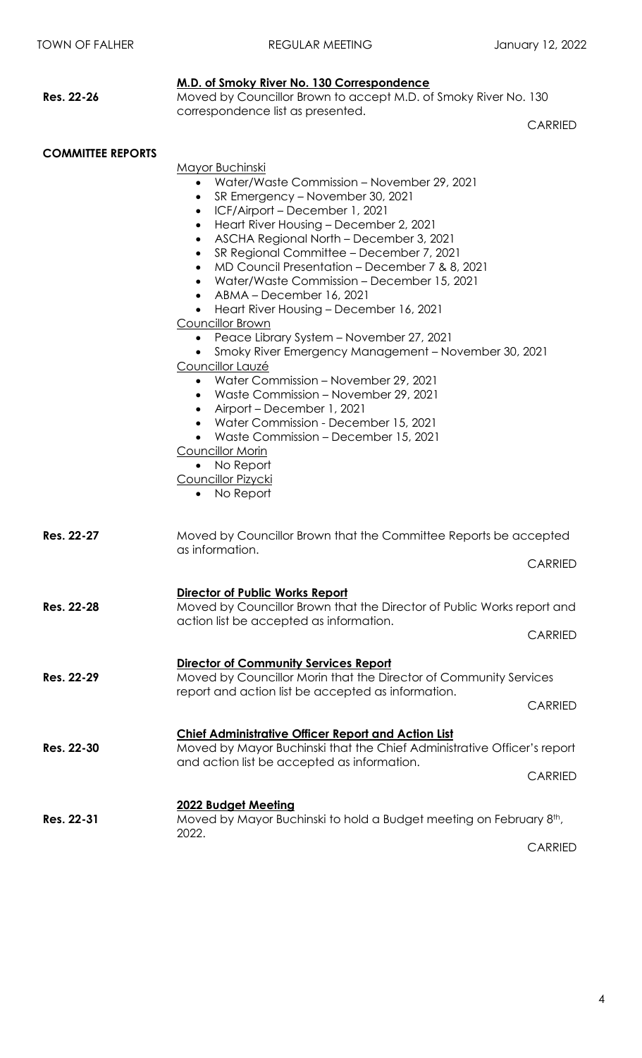**Res. 22-26**

**M.D. of Smoky River No. 130 Correspondence**

Moved by Councillor Brown to accept M.D. of Smoky River No. 130 correspondence list as presented.

CARRIED

**COMMITTEE REPORTS**

Mayor Buchinski
- Water/Waste Commission – November 29, 2021
- SR Emergency – November 30, 2021
- ICF/Airport – December 1, 2021
- Heart River Housing – December 2, 2021
- ASCHA Regional North – December 3, 2021
- SR Regional Committee – December 7, 2021
- MD Council Presentation – December 7 & 8, 2021
- Water/Waste Commission – December 15, 2021
- ABMA – December 16, 2021
- Heart River Housing – December 16, 2021

Councillor Brown
- Peace Library System – November 27, 2021
- Smoky River Emergency Management – November 30, 2021

Councillor Lauzé
- Water Commission – November 29, 2021
- Waste Commission – November 29, 2021
- Airport – December 1, 2021
- Water Commission - December 15, 2021
- Waste Commission – December 15, 2021

Councillor Morin
- No Report

Councillor Pizycki
- No Report

**Res. 22-27**

Moved by Councillor Brown that the Committee Reports be accepted as information.

CARRIED

**Res. 22-28**

**Director of Public Works Report**

Moved by Councillor Brown that the Director of Public Works report and action list be accepted as information.

CARRIED

**Res. 22-29**

**Director of Community Services Report**

Moved by Councillor Morin that the Director of Community Services report and action list be accepted as information.

CARRIED

**Res. 22-30**

**Chief Administrative Officer Report and Action List**

Moved by Mayor Buchinski that the Chief Administrative Officer's report and action list be accepted as information.

CARRIED

**Res. 22-31**

**2022 Budget Meeting**

Moved by Mayor Buchinski to hold a Budget meeting on February 8th, 2022.

CARRIED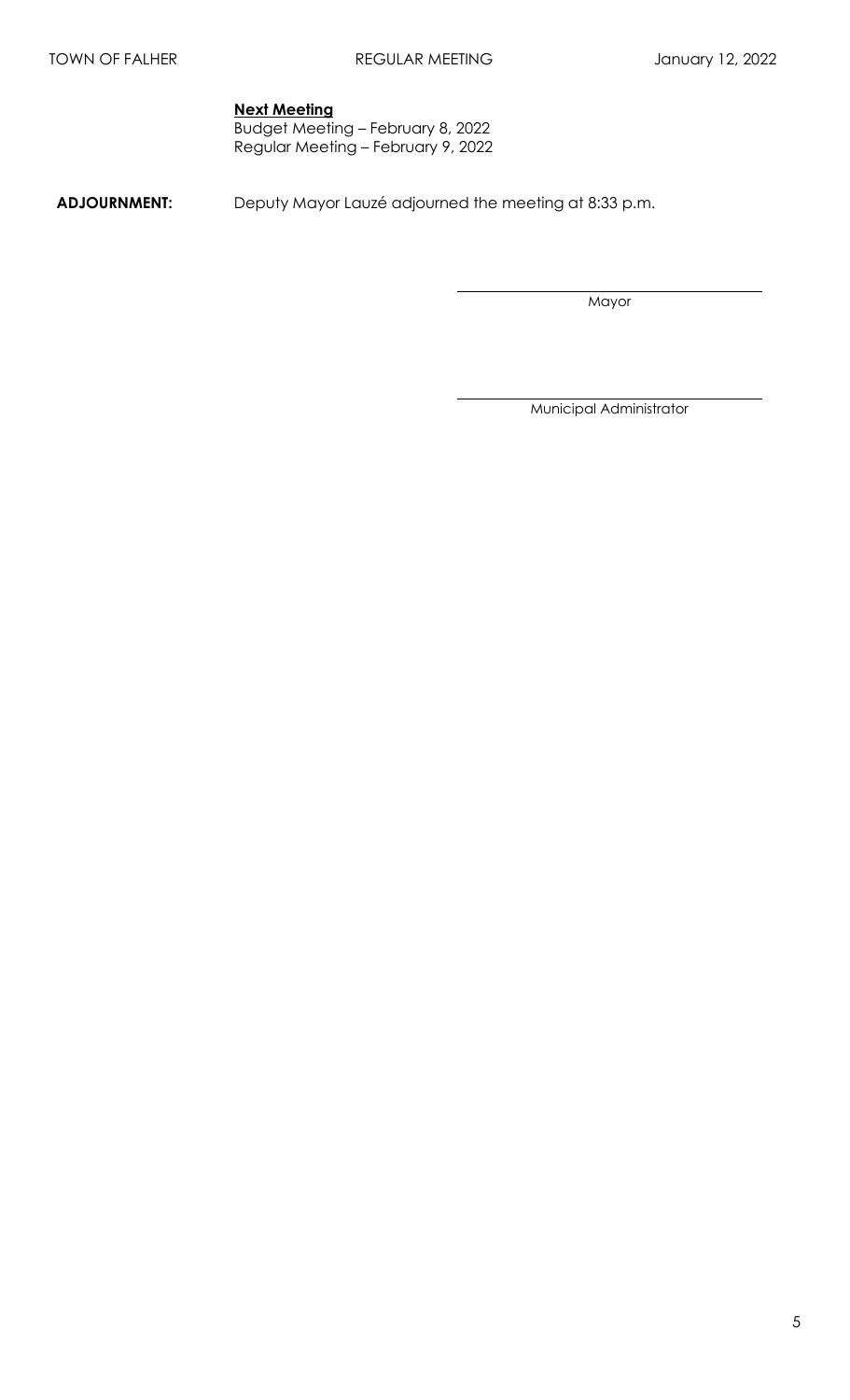**Next Meeting**

Budget Meeting – February 8, 2022
Regular Meeting – February 9, 2022

**ADJOURNMENT:** Deputy Mayor Lauzé adjourned the meeting at 8:33 p.m.

\_\_\_\_\_\_\_\_\_\_\_\_\_\_\_\_\_\_\_\_\_\_\_\_\_\_\_\_\_\_
Mayor

\_\_\_\_\_\_\_\_\_\_\_\_\_\_\_\_\_\_\_\_\_\_\_\_\_\_\_\_\_\_
Municipal Administrator